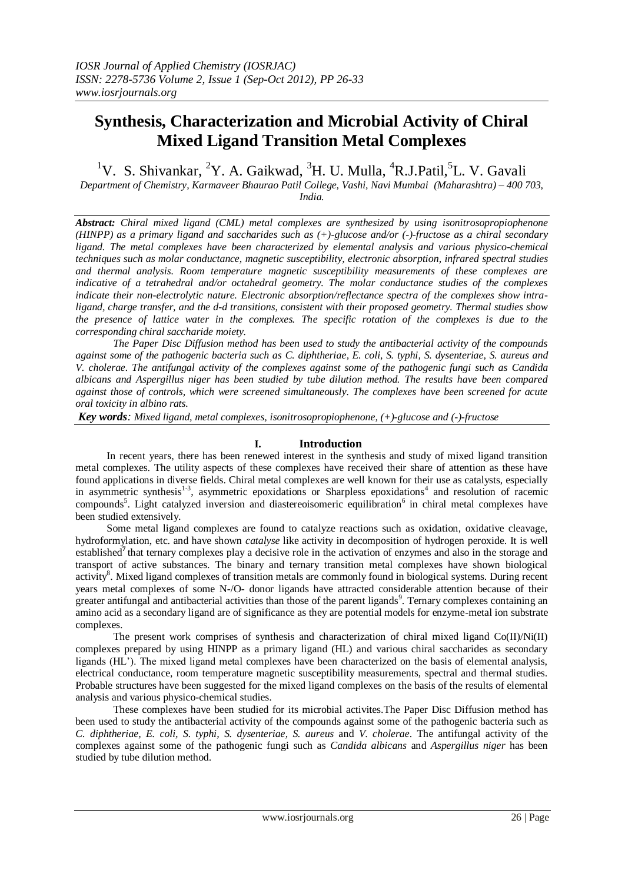# Synthesis, Characterization and Microbial Activity of Chiral Mixed Ligand Transition Metal Complexes

[1]V. S. Shivankar, [2]Y. A. Gaikwad, [3]H. U. Mulla, [4]R.J.Patil, [5]L. V. Gavali

*Department of Chemistry, Karmaveer Bhaurao Patil College, Vashi, Navi Mumbai (Maharashtra) – 400 703, India.*

***Abstract:*** *Chiral mixed ligand (CML) metal complexes are synthesized by using isonitrosopropiophenone (HINPP) as a primary ligand and saccharides such as (+)-glucose and/or (-)-fructose as a chiral secondary ligand. The metal complexes have been characterized by elemental analysis and various physico-chemical techniques such as molar conductance, magnetic susceptibility, electronic absorption, infrared spectral studies and thermal analysis. Room temperature magnetic susceptibility measurements of these complexes are indicative of a tetrahedral and/or octahedral geometry. The molar conductance studies of the complexes indicate their non-electrolytic nature. Electronic absorption/reflectance spectra of the complexes show intra-ligand, charge transfer, and the d-d transitions, consistent with their proposed geometry. Thermal studies show the presence of lattice water in the complexes. The specific rotation of the complexes is due to the corresponding chiral saccharide moiety.*

*The Paper Disc Diffusion method has been used to study the antibacterial activity of the compounds against some of the pathogenic bacteria such as C. diphtheriae, E. coli, S. typhi, S. dysenteriae, S. aureus and V. cholerae. The antifungal activity of the complexes against some of the pathogenic fungi such as Candida albicans and Aspergillus niger has been studied by tube dilution method. The results have been compared against those of controls, which were screened simultaneously. The complexes have been screened for acute oral toxicity in albino rats.*

***Key words****: Mixed ligand, metal complexes, isonitrosopropiophenone, (+)-glucose and (-)-fructose*

## I. Introduction

In recent years, there has been renewed interest in the synthesis and study of mixed ligand transition metal complexes. The utility aspects of these complexes have received their share of attention as these have found applications in diverse fields. Chiral metal complexes are well known for their use as catalysts, especially in asymmetric synthesis[1-3], asymmetric epoxidations or Sharpless epoxidations[4] and resolution of racemic compounds[5]. Light catalyzed inversion and diastereoisomeric equilibration[6] in chiral metal complexes have been studied extensively.

Some metal ligand complexes are found to catalyze reactions such as oxidation, oxidative cleavage, hydroformylation, etc. and have shown *catalyse* like activity in decomposition of hydrogen peroxide. It is well established[7] that ternary complexes play a decisive role in the activation of enzymes and also in the storage and transport of active substances. The binary and ternary transition metal complexes have shown biological activity[8]. Mixed ligand complexes of transition metals are commonly found in biological systems. During recent years metal complexes of some N-/O- donor ligands have attracted considerable attention because of their greater antifungal and antibacterial activities than those of the parent ligands[9]. Ternary complexes containing an amino acid as a secondary ligand are of significance as they are potential models for enzyme-metal ion substrate complexes.

The present work comprises of synthesis and characterization of chiral mixed ligand Co(II)/Ni(II) complexes prepared by using HINPP as a primary ligand (HL) and various chiral saccharides as secondary ligands (HL'). The mixed ligand metal complexes have been characterized on the basis of elemental analysis, electrical conductance, room temperature magnetic susceptibility measurements, spectral and thermal studies. Probable structures have been suggested for the mixed ligand complexes on the basis of the results of elemental analysis and various physico-chemical studies.

These complexes have been studied for its microbial activites.The Paper Disc Diffusion method has been used to study the antibacterial activity of the compounds against some of the pathogenic bacteria such as *C. diphtheriae, E. coli, S. typhi, S. dysenteriae, S. aureus* and *V. cholerae*. The antifungal activity of the complexes against some of the pathogenic fungi such as *Candida albicans* and *Aspergillus niger* has been studied by tube dilution method.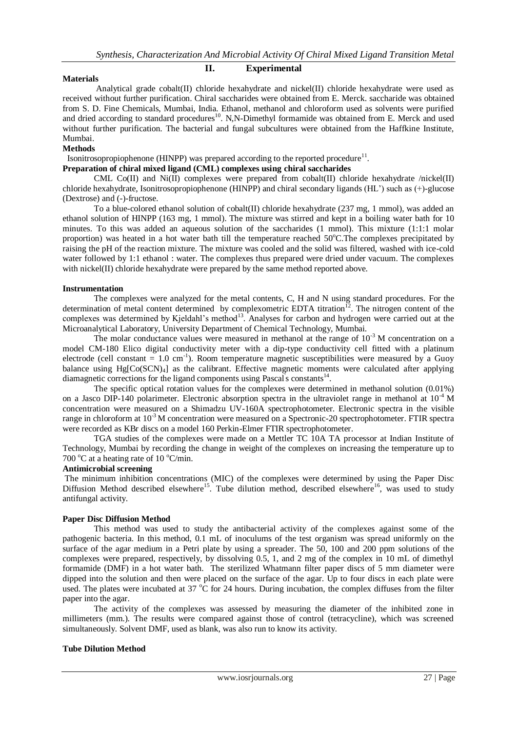## II. Experimental

### Materials

Analytical grade cobalt(II) chloride hexahydrate and nickel(II) chloride hexahydrate were used as received without further purification. Chiral saccharides were obtained from E. Merck. saccharide was obtained from S. D. Fine Chemicals, Mumbai, India. Ethanol, methanol and chloroform used as solvents were purified and dried according to standard procedures[10]. N,N-Dimethyl formamide was obtained from E. Merck and used without further purification. The bacterial and fungal subcultures were obtained from the Haffkine Institute, Mumbai.

### Methods

Isonitrosopropiophenone (HINPP) was prepared according to the reported procedure[11].

**Preparation of chiral mixed ligand (CML) complexes using chiral saccharides**

CML Co(II) and Ni(II) complexes were prepared from cobalt(II) chloride hexahydrate /nickel(II) chloride hexahydrate, Isonitrosopropiophenone (HINPP) and chiral secondary ligands (HL') such as (+)-glucose (Dextrose) and (-)-fructose.

To a blue-colored ethanol solution of cobalt(II) chloride hexahydrate (237 mg, 1 mmol), was added an ethanol solution of HINPP (163 mg, 1 mmol). The mixture was stirred and kept in a boiling water bath for 10 minutes. To this was added an aqueous solution of the saccharides (1 mmol). This mixture (1:1:1 molar proportion) was heated in a hot water bath till the temperature reached 50°C.The complexes precipitated by raising the pH of the reaction mixture. The mixture was cooled and the solid was filtered, washed with ice-cold water followed by 1:1 ethanol : water. The complexes thus prepared were dried under vacuum. The complexes with nickel(II) chloride hexahydrate were prepared by the same method reported above.

### Instrumentation

The complexes were analyzed for the metal contents, C, H and N using standard procedures. For the determination of metal content determined by complexometric EDTA titration[12]. The nitrogen content of the complexes was determined by Kjeldahl's method[13]. Analyses for carbon and hydrogen were carried out at the Microanalytical Laboratory, University Department of Chemical Technology, Mumbai.

The molar conductance values were measured in methanol at the range of $10^{-3}$ M concentration on a model CM-180 Elico digital conductivity meter with a dip-type conductivity cell fitted with a platinum electrode (cell constant = 1.0 $cm^{-1}$). Room temperature magnetic susceptibilities were measured by a Guoy balance using $Hg[Co(SCN)_4]$ as the calibrant. Effective magnetic moments were calculated after applying diamagnetic corrections for the ligand components using Pascal's constants[14].

The specific optical rotation values for the complexes were determined in methanol solution (0.01%) on a Jasco DIP-140 polarimeter. Electronic absorption spectra in the ultraviolet range in methanol at $10^{-4}$ M concentration were measured on a Shimadzu UV-160A spectrophotometer. Electronic spectra in the visible range in chloroform at $10^{-3}$ M concentration were measured on a Spectronic-20 spectrophotometer. FTIR spectra were recorded as KBr discs on a model 160 Perkin-Elmer FTIR spectrophotometer.

TGA studies of the complexes were made on a Mettler TC 10A TA processor at Indian Institute of Technology, Mumbai by recording the change in weight of the complexes on increasing the temperature up to 700 °C at a heating rate of 10 °C/min.

### Antimicrobial screening

The minimum inhibition concentrations (MIC) of the complexes were determined by using the Paper Disc Diffusion Method described elsewhere[15]. Tube dilution method, described elsewhere[16], was used to study antifungal activity.

### Paper Disc Diffusion Method

This method was used to study the antibacterial activity of the complexes against some of the pathogenic bacteria. In this method, 0.1 mL of inoculums of the test organism was spread uniformly on the surface of the agar medium in a Petri plate by using a spreader. The 50, 100 and 200 ppm solutions of the complexes were prepared, respectively, by dissolving 0.5, 1, and 2 mg of the complex in 10 mL of dimethyl formamide (DMF) in a hot water bath. The sterilized Whatmann filter paper discs of 5 mm diameter were dipped into the solution and then were placed on the surface of the agar. Up to four discs in each plate were used. The plates were incubated at 37 °C for 24 hours. During incubation, the complex diffuses from the filter paper into the agar.

The activity of the complexes was assessed by measuring the diameter of the inhibited zone in millimeters (mm.). The results were compared against those of control (tetracycline), which was screened simultaneously. Solvent DMF, used as blank, was also run to know its activity.

### Tube Dilution Method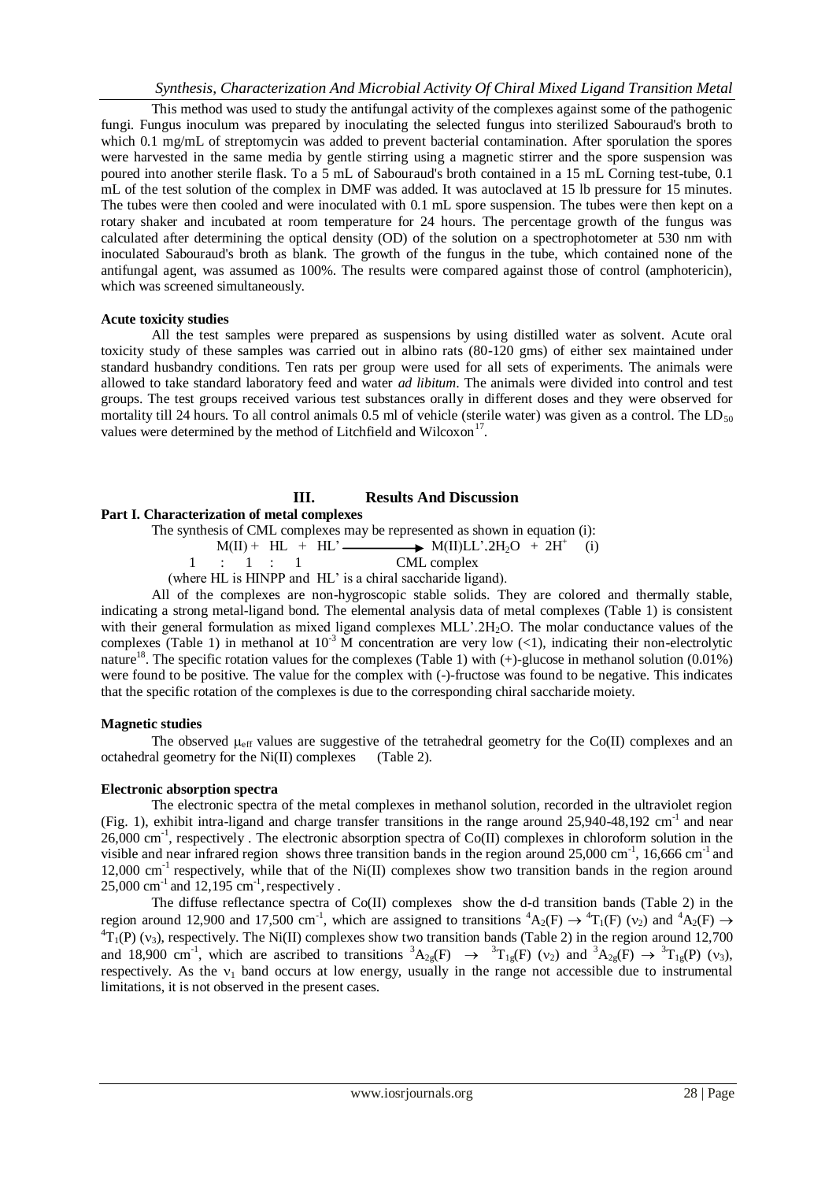This method was used to study the antifungal activity of the complexes against some of the pathogenic fungi. Fungus inoculum was prepared by inoculating the selected fungus into sterilized Sabouraud's broth to which 0.1 mg/mL of streptomycin was added to prevent bacterial contamination. After sporulation the spores were harvested in the same media by gentle stirring using a magnetic stirrer and the spore suspension was poured into another sterile flask. To a 5 mL of Sabouraud's broth contained in a 15 mL Corning test-tube, 0.1 mL of the test solution of the complex in DMF was added. It was autoclaved at 15 lb pressure for 15 minutes. The tubes were then cooled and were inoculated with 0.1 mL spore suspension. The tubes were then kept on a rotary shaker and incubated at room temperature for 24 hours. The percentage growth of the fungus was calculated after determining the optical density (OD) of the solution on a spectrophotometer at 530 nm with inoculated Sabouraud's broth as blank. The growth of the fungus in the tube, which contained none of the antifungal agent, was assumed as 100%. The results were compared against those of control (amphotericin), which was screened simultaneously.

**Acute toxicity studies**

All the test samples were prepared as suspensions by using distilled water as solvent. Acute oral toxicity study of these samples was carried out in albino rats (80-120 gms) of either sex maintained under standard husbandry conditions. Ten rats per group were used for all sets of experiments. The animals were allowed to take standard laboratory feed and water *ad libitum*. The animals were divided into control and test groups. The test groups received various test substances orally in different doses and they were observed for mortality till 24 hours. To all control animals 0.5 ml of vehicle (sterile water) was given as a control. The $LD_{50}$ values were determined by the method of Litchfield and Wilcoxon[17].

## III. Results And Discussion

**Part I. Characterization of metal complexes**

The synthesis of CML complexes may be represented as shown in equation (i):

$$M(II) + HL + HL' \longrightarrow M(II)LL'.2H_2O + 2H^+ \quad \text{(i)}$$

1 : 1 : 1 CML complex

(where HL is HINPP and HL' is a chiral saccharide ligand).

All of the complexes are non-hygroscopic stable solids. They are colored and thermally stable, indicating a strong metal-ligand bond. The elemental analysis data of metal complexes (Table 1) is consistent with their general formulation as mixed ligand complexes $MLL'.2H_2O$. The molar conductance values of the complexes (Table 1) in methanol at $10^{-3}$ M concentration are very low (<1), indicating their non-electrolytic nature[18]. The specific rotation values for the complexes (Table 1) with (+)-glucose in methanol solution (0.01%) were found to be positive. The value for the complex with (-)-fructose was found to be negative. This indicates that the specific rotation of the complexes is due to the corresponding chiral saccharide moiety.

**Magnetic studies**

The observed $\mu_{eff}$ values are suggestive of the tetrahedral geometry for the Co(II) complexes and an octahedral geometry for the Ni(II) complexes (Table 2).

**Electronic absorption spectra**

The electronic spectra of the metal complexes in methanol solution, recorded in the ultraviolet region (Fig. 1), exhibit intra-ligand and charge transfer transitions in the range around 25,940-48,192 $cm^{-1}$ and near 26,000 $cm^{-1}$, respectively . The electronic absorption spectra of Co(II) complexes in chloroform solution in the visible and near infrared region shows three transition bands in the region around 25,000 $cm^{-1}$, 16,666 $cm^{-1}$ and 12,000 $cm^{-1}$ respectively, while that of the Ni(II) complexes show two transition bands in the region around 25,000 $cm^{-1}$ and 12,195 $cm^{-1}$, respectively .

The diffuse reflectance spectra of Co(II) complexes show the d-d transition bands (Table 2) in the region around 12,900 and 17,500 $cm^{-1}$, which are assigned to transitions ${}^4A_2(F) \rightarrow {}^4T_1(F)$ ($\nu_2$) and ${}^4A_2(F) \rightarrow {}^4T_1(P)$ ($\nu_3$), respectively. The Ni(II) complexes show two transition bands (Table 2) in the region around 12,700 and 18,900 $cm^{-1}$, which are ascribed to transitions ${}^3A_{2g}(F) \rightarrow {}^3T_{1g}(F)$ ($\nu_2$) and ${}^3A_{2g}(F) \rightarrow {}^3T_{1g}(P)$ ($\nu_3$), respectively. As the $\nu_1$ band occurs at low energy, usually in the range not accessible due to instrumental limitations, it is not observed in the present cases.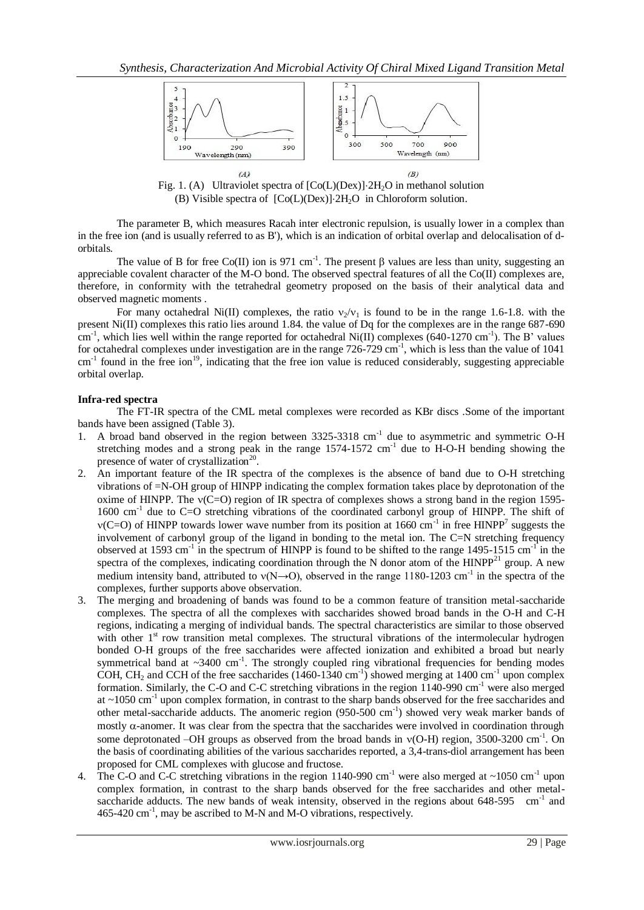Fig. 1. (A) Ultraviolet spectra of $[Co(L)(Dex)]\cdot 2H_2O$ in methanol solution (B) Visible spectra of $[Co(L)(Dex)]\cdot 2H_2O$ in Chloroform solution.

The parameter B, which measures Racah inter electronic repulsion, is usually lower in a complex than in the free ion (and is usually referred to as B'), which is an indication of orbital overlap and delocalisation of d-orbitals.

The value of B for free Co(II) ion is 971 $cm^{-1}$. The present β values are less than unity, suggesting an appreciable covalent character of the M-O bond. The observed spectral features of all the Co(II) complexes are, therefore, in conformity with the tetrahedral geometry proposed on the basis of their analytical data and observed magnetic moments .

For many octahedral Ni(II) complexes, the ratio $\nu_2/\nu_1$ is found to be in the range 1.6-1.8. with the present Ni(II) complexes this ratio lies around 1.84. the value of Dq for the complexes are in the range 687-690 $cm^{-1}$, which lies well within the range reported for octahedral Ni(II) complexes (640-1270 $cm^{-1}$). The B' values for octahedral complexes under investigation are in the range 726-729 $cm^{-1}$, which is less than the value of 1041 $cm^{-1}$ found in the free ion[19], indicating that the free ion value is reduced considerably, suggesting appreciable orbital overlap.

**Infra-red spectra**

The FT-IR spectra of the CML metal complexes were recorded as KBr discs .Some of the important bands have been assigned (Table 3).

1. A broad band observed in the region between 3325-3318 $cm^{-1}$ due to asymmetric and symmetric O-H stretching modes and a strong peak in the range 1574-1572 $cm^{-1}$ due to H-O-H bending showing the presence of water of crystallization[20].
2. An important feature of the IR spectra of the complexes is the absence of band due to O-H stretching vibrations of =N-OH group of HINPP indicating the complex formation takes place by deprotonation of the oxime of HINPP. The ν(C=O) region of IR spectra of complexes shows a strong band in the region 1595-1600 $cm^{-1}$ due to C=O stretching vibrations of the coordinated carbonyl group of HINPP. The shift of ν(C=O) of HINPP towards lower wave number from its position at 1660 $cm^{-1}$ in free HINPP[7] suggests the involvement of carbonyl group of the ligand in bonding to the metal ion. The C=N stretching frequency observed at 1593 $cm^{-1}$ in the spectrum of HINPP is found to be shifted to the range 1495-1515 $cm^{-1}$ in the spectra of the complexes, indicating coordination through the N donor atom of the HINPP[21] group. A new medium intensity band, attributed to $\nu(N\rightarrow O)$, observed in the range 1180-1203 $cm^{-1}$ in the spectra of the complexes, further supports above observation.
3. The merging and broadening of bands was found to be a common feature of transition metal-saccharide complexes. The spectra of all the complexes with saccharides showed broad bands in the O-H and C-H regions, indicating a merging of individual bands. The spectral characteristics are similar to those observed with other 1st row transition metal complexes. The structural vibrations of the intermolecular hydrogen bonded O-H groups of the free saccharides were affected ionization and exhibited a broad but nearly symmetrical band at ~3400 $cm^{-1}$. The strongly coupled ring vibrational frequencies for bending modes COH, $CH_2$ and CCH of the free saccharides (1460-1340 $cm^{-1}$) showed merging at 1400 $cm^{-1}$ upon complex formation. Similarly, the C-O and C-C stretching vibrations in the region 1140-990 $cm^{-1}$ were also merged at ~1050 $cm^{-1}$ upon complex formation, in contrast to the sharp bands observed for the free saccharides and other metal-saccharide adducts. The anomeric region (950-500 $cm^{-1}$) showed very weak marker bands of mostly α-anomer. It was clear from the spectra that the saccharides were involved in coordination through some deprotonated –OH groups as observed from the broad bands in ν(O-H) region, 3500-3200 $cm^{-1}$. On the basis of coordinating abilities of the various saccharides reported, a 3,4-trans-diol arrangement has been proposed for CML complexes with glucose and fructose.
4. The C-O and C-C stretching vibrations in the region 1140-990 $cm^{-1}$ were also merged at ~1050 $cm^{-1}$ upon complex formation, in contrast to the sharp bands observed for the free saccharides and other metal-saccharide adducts. The new bands of weak intensity, observed in the regions about 648-595 $cm^{-1}$ and 465-420 $cm^{-1}$, may be ascribed to M-N and M-O vibrations, respectively.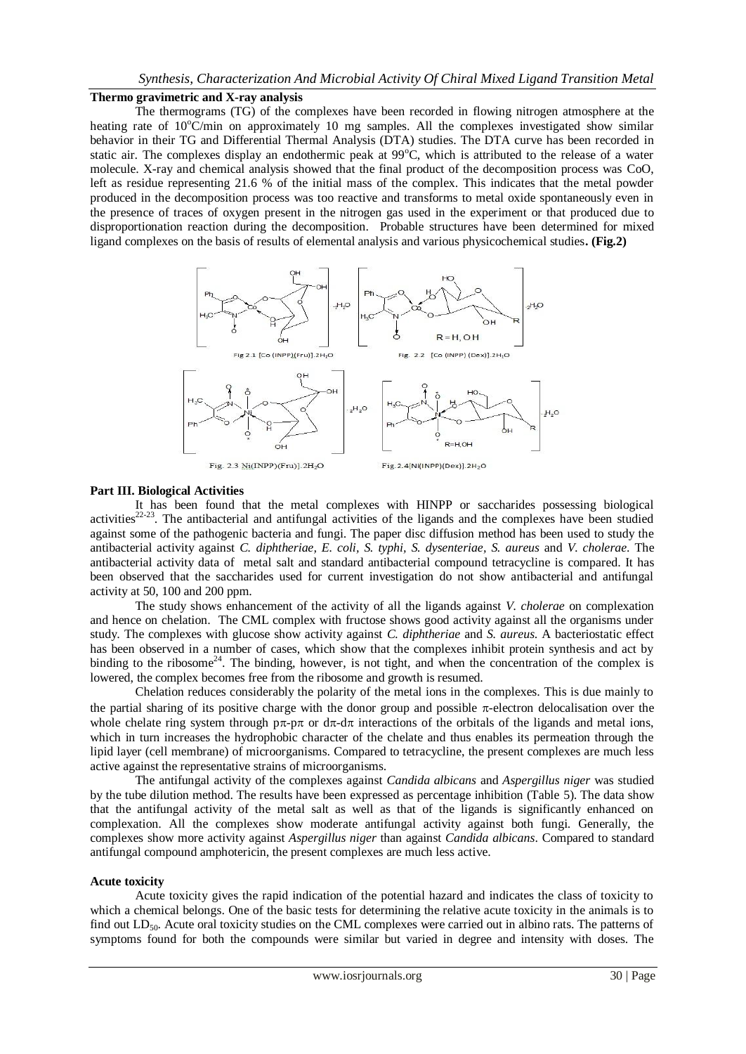**Thermo gravimetric and X-ray analysis**

The thermograms (TG) of the complexes have been recorded in flowing nitrogen atmosphere at the heating rate of 10°C/min on approximately 10 mg samples. All the complexes investigated show similar behavior in their TG and Differential Thermal Analysis (DTA) studies. The DTA curve has been recorded in static air. The complexes display an endothermic peak at 99°C, which is attributed to the release of a water molecule. X-ray and chemical analysis showed that the final product of the decomposition process was CoO, left as residue representing 21.6 % of the initial mass of the complex. This indicates that the metal powder produced in the decomposition process was too reactive and transforms to metal oxide spontaneously even in the presence of traces of oxygen present in the nitrogen gas used in the experiment or that produced due to disproportionation reaction during the decomposition. Probable structures have been determined for mixed ligand complexes on the basis of results of elemental analysis and various physicochemical studies**. (Fig.2)**

Fig 2.1 [Co (INPP)(Fru)].2$H_2O$

Fig. 2.2 [Co (INPP) (Dex)].2$H_2O$

Fig. 2.3 Ni(INPP)(Fru)].2$H_2O$

Fig. 2.4[Ni(INPP)(Dex)].2$H_2O$

**Part III. Biological Activities**

It has been found that the metal complexes with HINPP or saccharides possessing biological activities[22-23]. The antibacterial and antifungal activities of the ligands and the complexes have been studied against some of the pathogenic bacteria and fungi. The paper disc diffusion method has been used to study the antibacterial activity against *C. diphtheriae*, *E. coli*, *S. typhi*, *S. dysenteriae*, *S. aureus* and *V. cholerae*. The antibacterial activity data of metal salt and standard antibacterial compound tetracycline is compared. It has been observed that the saccharides used for current investigation do not show antibacterial and antifungal activity at 50, 100 and 200 ppm.

The study shows enhancement of the activity of all the ligands against *V. cholerae* on complexation and hence on chelation. The CML complex with fructose shows good activity against all the organisms under study. The complexes with glucose show activity against *C. diphtheriae* and *S. aureus*. A bacteriostatic effect has been observed in a number of cases, which show that the complexes inhibit protein synthesis and act by binding to the ribosome[24]. The binding, however, is not tight, and when the concentration of the complex is lowered, the complex becomes free from the ribosome and growth is resumed.

Chelation reduces considerably the polarity of the metal ions in the complexes. This is due mainly to the partial sharing of its positive charge with the donor group and possible $\pi$-electron delocalisation over the whole chelate ring system through $p\pi$-$p\pi$ or $d\pi$-$d\pi$ interactions of the orbitals of the ligands and metal ions, which in turn increases the hydrophobic character of the chelate and thus enables its permeation through the lipid layer (cell membrane) of microorganisms. Compared to tetracycline, the present complexes are much less active against the representative strains of microorganisms.

The antifungal activity of the complexes against *Candida albicans* and *Aspergillus niger* was studied by the tube dilution method. The results have been expressed as percentage inhibition (Table 5). The data show that the antifungal activity of the metal salt as well as that of the ligands is significantly enhanced on complexation. All the complexes show moderate antifungal activity against both fungi. Generally, the complexes show more activity against *Aspergillus niger* than against *Candida albicans*. Compared to standard antifungal compound amphotericin, the present complexes are much less active.

**Acute toxicity**

Acute toxicity gives the rapid indication of the potential hazard and indicates the class of toxicity to which a chemical belongs. One of the basic tests for determining the relative acute toxicity in the animals is to find out $LD_{50}$. Acute oral toxicity studies on the CML complexes were carried out in albino rats. The patterns of symptoms found for both the compounds were similar but varied in degree and intensity with doses. The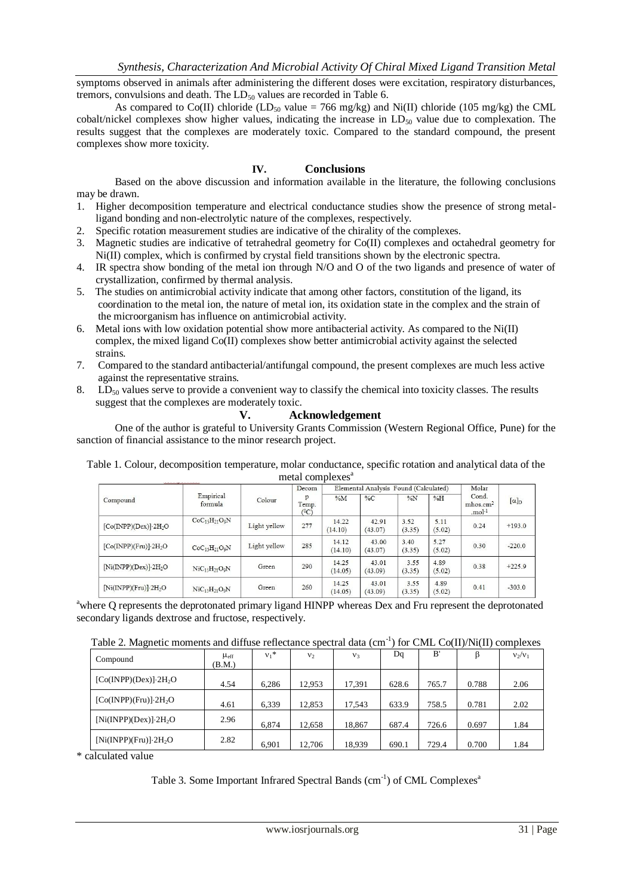symptoms observed in animals after administering the different doses were excitation, respiratory disturbances, tremors, convulsions and death. The $LD_{50}$ values are recorded in Table 6.

As compared to Co(II) chloride ($LD_{50}$ value = 766 mg/kg) and Ni(II) chloride (105 mg/kg) the CML cobalt/nickel complexes show higher values, indicating the increase in $LD_{50}$ value due to complexation. The results suggest that the complexes are moderately toxic. Compared to the standard compound, the present complexes show more toxicity.

## IV. Conclusions

Based on the above discussion and information available in the literature, the following conclusions may be drawn.

1. Higher decomposition temperature and electrical conductance studies show the presence of strong metal-ligand bonding and non-electrolytic nature of the complexes, respectively.
2. Specific rotation measurement studies are indicative of the chirality of the complexes.
3. Magnetic studies are indicative of tetrahedral geometry for Co(II) complexes and octahedral geometry for Ni(II) complex, which is confirmed by crystal field transitions shown by the electronic spectra.
4. IR spectra show bonding of the metal ion through N/O and O of the two ligands and presence of water of crystallization, confirmed by thermal analysis.
5. The studies on antimicrobial activity indicate that among other factors, constitution of the ligand, its coordination to the metal ion, the nature of metal ion, its oxidation state in the complex and the strain of the microorganism has influence on antimicrobial activity.
6. Metal ions with low oxidation potential show more antibacterial activity. As compared to the Ni(II) complex, the mixed ligand Co(II) complexes show better antimicrobial activity against the selected strains.
7. Compared to the standard antibacterial/antifungal compound, the present complexes are much less active against the representative strains.
8. $LD_{50}$ values serve to provide a convenient way to classify the chemical into toxicity classes. The results suggest that the complexes are moderately toxic.

## V. Acknowledgement

One of the author is grateful to University Grants Commission (Western Regional Office, Pune) for the sanction of financial assistance to the minor research project.

Table 1. Colour, decomposition temperature, molar conductance, specific rotation and analytical data of the metal complexes[a]

| Compound | Empirical formula | Colour | Decomp Temp. (°C) | Elemental Analysis Found (Calculated) | | | | Molar Cond. mhos.cm² .mol⁻¹ | $[\alpha]_D$ |
|---|---|---|---|---|---|---|---|---|---|
| | | | | %M | %C | %N | %H | | |
| [Co(INPP)(Dex)]·2H₂O | $CoC_{15}H_{21}O_9N$ | Light yellow | 277 | 14.22 (14.10) | 42.91 (43.07) | 3.52 (3.35) | 5.11 (5.02) | 0.24 | +193.0 |
| [Co(INPP)(Fru)]·2H₂O | $CoC_{15}H_{21}O_9N$ | Light yellow | 285 | 14.12 (14.10) | 43.00 (43.07) | 3.40 (3.35) | 5.27 (5.02) | 0.30 | -220.0 |
| [Ni(INPP)(Dex)]·2H₂O | $NiC_{15}H_{21}O_9N$ | Green | 290 | 14.25 (14.05) | 43.01 (43.09) | 3.55 (3.35) | 4.89 (5.02) | 0.38 | +225.9 |
| [Ni(INPP)(Fru)]·2H₂O | $NiC_{15}H_{21}O_9N$ | Green | 260 | 14.25 (14.05) | 43.01 (43.09) | 3.55 (3.35) | 4.89 (5.02) | 0.41 | -303.0 |

[a]where Q represents the deprotonated primary ligand HINPP whereas Dex and Fru represent the deprotonated secondary ligands dextrose and fructose, respectively.

Table 2. Magnetic moments and diffuse reflectance spectral data (cm⁻¹) for CML Co(II)/Ni(II) complexes

| Compound | $\mu_{eff}$ (B.M.) | $\nu_1$* | $\nu_2$ | $\nu_3$ | Dq | B' | β | $\nu_2/\nu_1$ |
|---|---|---|---|---|---|---|---|---|
| [Co(INPP)(Dex)]·2H₂O | 4.54 | 6,286 | 12,953 | 17,391 | 628.6 | 765.7 | 0.788 | 2.06 |
| [Co(INPP)(Fru)]·2H₂O | 4.61 | 6,339 | 12,853 | 17,543 | 633.9 | 758.5 | 0.781 | 2.02 |
| [Ni(INPP)(Dex)]·2H₂O | 2.96 | 6,874 | 12,658 | 18,867 | 687.4 | 726.6 | 0.697 | 1.84 |
| [Ni(INPP)(Fru)]·2H₂O | 2.82 | 6,901 | 12,706 | 18,939 | 690.1 | 729.4 | 0.700 | 1.84 |

\* calculated value

Table 3. Some Important Infrared Spectral Bands (cm⁻¹) of CML Complexes[a]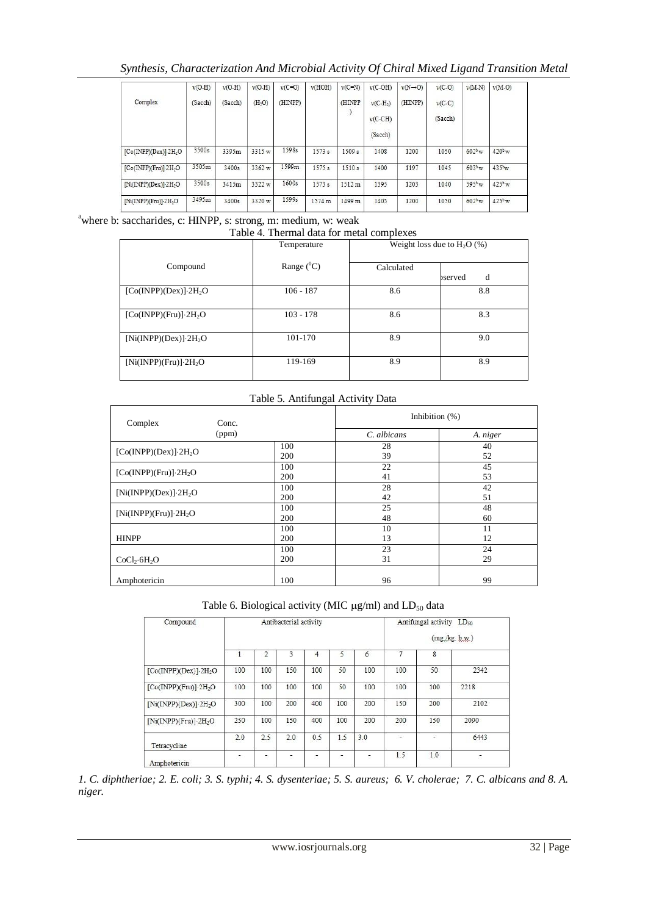| Complex | ν(O-H) (Sacch) | ν(O-H) (Sacch) | ν(O-H) ($H_2O$) | ν(C=O) (HINPP) | ν(HOH) | ν(C=N) (HINPP) | ν(C-OH) ν(C-$H_2$) ν(C-CH) (Sacch) | ν(N→O) (HINPP) | ν(C-O) ν(C-C) (Sacch) | ν(M-N) | ν(M-O) |
|---|---|---|---|---|---|---|---|---|---|---|---|
| [Co(INPP)(Dex)]·$2H_2O$ | 3500s | 3395m | 3315 w | 1598s | 1573 s | 1509 s | 1408 | 1200 | 1050 | 602$^b$w | 420$^b$w |
| [Co(INPP)(Fru)]·$2H_2O$ | 3505m | 3400s | 3362 w | 1599m | 1575 s | 1510 s | 1400 | 1197 | 1045 | 603$^b$w | 435$^b$w |
| [Ni(INPP)(Dex)]·$2H_2O$ | 3500s | 3415m | 3322 w | 1600s | 1573 s | 1512 m | 1395 | 1203 | 1040 | 595$^b$w | 425$^b$w |
| [Ni(INPP)(Fru)]·$2H_2O$ | 3495m | 3400s | 3320 w | 1599s | 1574 m | 1499 m | 1405 | 1200 | 1050 | 602$^b$w | 425$^b$w |

[a]where b: saccharides, c: HINPP, s: strong, m: medium, w: weak

Table 4. Thermal data for metal complexes

| Compound | Temperature Range ($^0$C) | Weight loss due to $H_2O$ (%) Calculated | Observed |
|---|---|---|---|
| [Co(INPP)(Dex)]·$2H_2O$ | 106 - 187 | 8.6 | 8.8 |
| [Co(INPP)(Fru)]·$2H_2O$ | 103 - 178 | 8.6 | 8.3 |
| [Ni(INPP)(Dex)]·$2H_2O$ | 101-170 | 8.9 | 9.0 |
| [Ni(INPP)(Fru)]·$2H_2O$ | 119-169 | 8.9 | 8.9 |

Table 5. Antifungal Activity Data

| Complex | Conc. (ppm) | Inhibition (%) C. albicans | A. niger |
|---|---|---|---|
| [Co(INPP)(Dex)]·$2H_2O$ | 100 | 28 | 40 |
| | 200 | 39 | 52 |
| [Co(INPP)(Fru)]·$2H_2O$ | 100 | 22 | 45 |
| | 200 | 41 | 53 |
| [Ni(INPP)(Dex)]·$2H_2O$ | 100 | 28 | 42 |
| | 200 | 42 | 51 |
| [Ni(INPP)(Fru)]·$2H_2O$ | 100 | 25 | 48 |
| | 200 | 48 | 60 |
| HINPP | 100 | 10 | 11 |
| | 200 | 13 | 12 |
| $CoCl_2 \cdot 6H_2O$ | 100 | 23 | 24 |
| | 200 | 31 | 29 |
| Amphotericin | 100 | 96 | 99 |

Table 6. Biological activity (MIC μg/ml) and $LD_{50}$ data

| Compound | Antibacterial activity 1 | 2 | 3 | 4 | 5 | 6 | Antifungal activity 7 | 8 | $LD_{50}$ (mg./kg. b.w.) |
|---|---|---|---|---|---|---|---|---|---|
| [Co(INPP)(Dex)]·$2H_2O$ | 100 | 100 | 150 | 100 | 50 | 100 | 100 | 50 | 2342 |
| [Co(INPP)(Fru)]·$2H_2O$ | 100 | 100 | 100 | 100 | 50 | 100 | 100 | 100 | 2218 |
| [Ni(INPP)(Dex)]·$2H_2O$ | 300 | 100 | 200 | 400 | 100 | 200 | 150 | 200 | 2102 |
| [Ni(INPP)(Fru)]·$2H_2O$ | 250 | 100 | 150 | 400 | 100 | 200 | 200 | 150 | 2090 |
| Tetracycline | 2.0 | 2.5 | 2.0 | 0.5 | 1.5 | 3.0 | - | - | 6443 |
| Amphotericin | - | - | - | - | - | - | 1.5 | 1.0 | - |

*1. C. diphtheriae; 2. E. coli; 3. S. typhi; 4. S. dysenteriae; 5. S. aureus; 6. V. cholerae; 7. C. albicans and 8. A. niger.*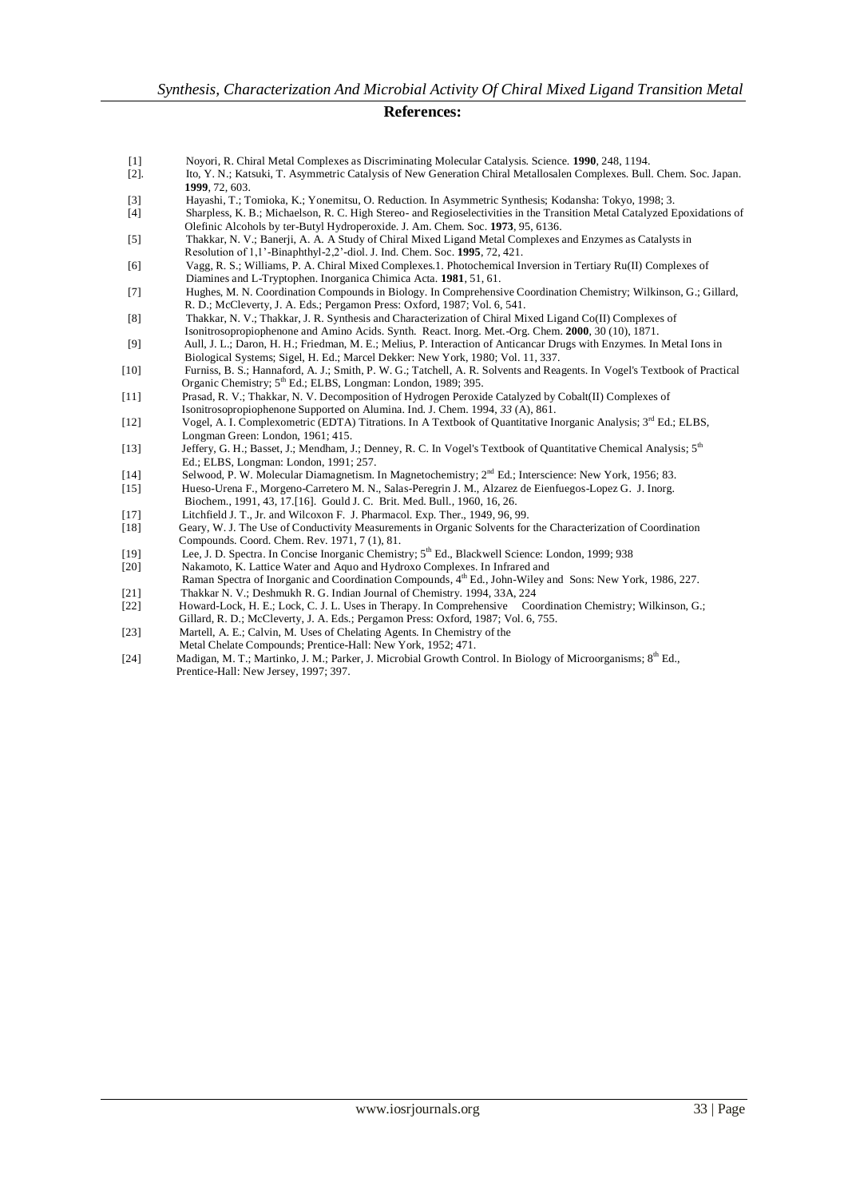## References:

[1] Noyori, R. Chiral Metal Complexes as Discriminating Molecular Catalysis. Science. **1990**, 248, 1194.

[2]. Ito, Y. N.; Katsuki, T. Asymmetric Catalysis of New Generation Chiral Metallosalen Complexes. Bull. Chem. Soc. Japan. **1999**, 72, 603.

[3] Hayashi, T.; Tomioka, K.; Yonemitsu, O. Reduction. In Asymmetric Synthesis; Kodansha: Tokyo, 1998; 3.

[4] Sharpless, K. B.; Michaelson, R. C. High Stereo- and Regioselectivities in the Transition Metal Catalyzed Epoxidations of Olefinic Alcohols by ter-Butyl Hydroperoxide. J. Am. Chem. Soc. **1973**, 95, 6136.

[5] Thakkar, N. V.; Banerji, A. A. A Study of Chiral Mixed Ligand Metal Complexes and Enzymes as Catalysts in Resolution of 1,1'-Binaphthyl-2,2'-diol. J. Ind. Chem. Soc. **1995**, 72, 421.

[6] Vagg, R. S.; Williams, P. A. Chiral Mixed Complexes.1. Photochemical Inversion in Tertiary Ru(II) Complexes of Diamines and L-Tryptophen. Inorganica Chimica Acta. **1981**, 51, 61.

[7] Hughes, M. N. Coordination Compounds in Biology. In Comprehensive Coordination Chemistry; Wilkinson, G.; Gillard, R. D.; McCleverty, J. A. Eds.; Pergamon Press: Oxford, 1987; Vol. 6, 541.

[8] Thakkar, N. V.; Thakkar, J. R. Synthesis and Characterization of Chiral Mixed Ligand Co(II) Complexes of Isonitrosopropiophenone and Amino Acids. Synth. React. Inorg. Met.-Org. Chem. **2000**, 30 (10), 1871.

[9] Aull, J. L.; Daron, H. H.; Friedman, M. E.; Melius, P. Interaction of Anticancar Drugs with Enzymes. In Metal Ions in Biological Systems; Sigel, H. Ed.; Marcel Dekker: New York, 1980; Vol. 11, 337.

[10] Furniss, B. S.; Hannaford, A. J.; Smith, P. W. G.; Tatchell, A. R. Solvents and Reagents. In Vogel's Textbook of Practical Organic Chemistry; 5th Ed.; ELBS, Longman: London, 1989; 395.

[11] Prasad, R. V.; Thakkar, N. V. Decomposition of Hydrogen Peroxide Catalyzed by Cobalt(II) Complexes of Isonitrosopropiophenone Supported on Alumina. Ind. J. Chem. 1994, *33* (A), 861.

[12] Vogel, A. I. Complexometric (EDTA) Titrations. In A Textbook of Quantitative Inorganic Analysis; 3rd Ed.; ELBS, Longman Green: London, 1961; 415.

[13] Jeffery, G. H.; Basset, J.; Mendham, J.; Denney, R. C. In Vogel's Textbook of Quantitative Chemical Analysis; 5th Ed.; ELBS, Longman: London, 1991; 257.

[14] Selwood, P. W. Molecular Diamagnetism. In Magnetochemistry; 2nd Ed.; Interscience: New York, 1956; 83.

[15] Hueso-Urena F., Morgeno-Carretero M. N., Salas-Peregrin J. M., Alzarez de Eienfuegos-Lopez G. J. Inorg. Biochem., 1991, 43, 17.[16]. Gould J. C. Brit. Med. Bull., 1960, 16, 26.

[17] Litchfield J. T., Jr. and Wilcoxon F. J. Pharmacol. Exp. Ther., 1949, 96, 99.

[18] Geary, W. J. The Use of Conductivity Measurements in Organic Solvents for the Characterization of Coordination Compounds. Coord. Chem. Rev. 1971, 7 (1), 81.

[19] Lee, J. D. Spectra. In Concise Inorganic Chemistry; 5th Ed., Blackwell Science: London, 1999; 938

[20] Nakamoto, K. Lattice Water and Aquo and Hydroxo Complexes. In Infrared and Raman Spectra of Inorganic and Coordination Compounds, 4th Ed., John-Wiley and Sons: New York, 1986, 227.

[21] Thakkar N. V.; Deshmukh R. G. Indian Journal of Chemistry. 1994, 33A, 224

[22] Howard-Lock, H. E.; Lock, C. J. L. Uses in Therapy. In Comprehensive Coordination Chemistry; Wilkinson, G.; Gillard, R. D.; McCleverty, J. A. Eds.; Pergamon Press: Oxford, 1987; Vol. 6, 755.

[23] Martell, A. E.; Calvin, M. Uses of Chelating Agents. In Chemistry of the Metal Chelate Compounds; Prentice-Hall: New York, 1952; 471.

[24] Madigan, M. T.; Martinko, J. M.; Parker, J. Microbial Growth Control. In Biology of Microorganisms; 8th Ed., Prentice-Hall: New Jersey, 1997; 397.